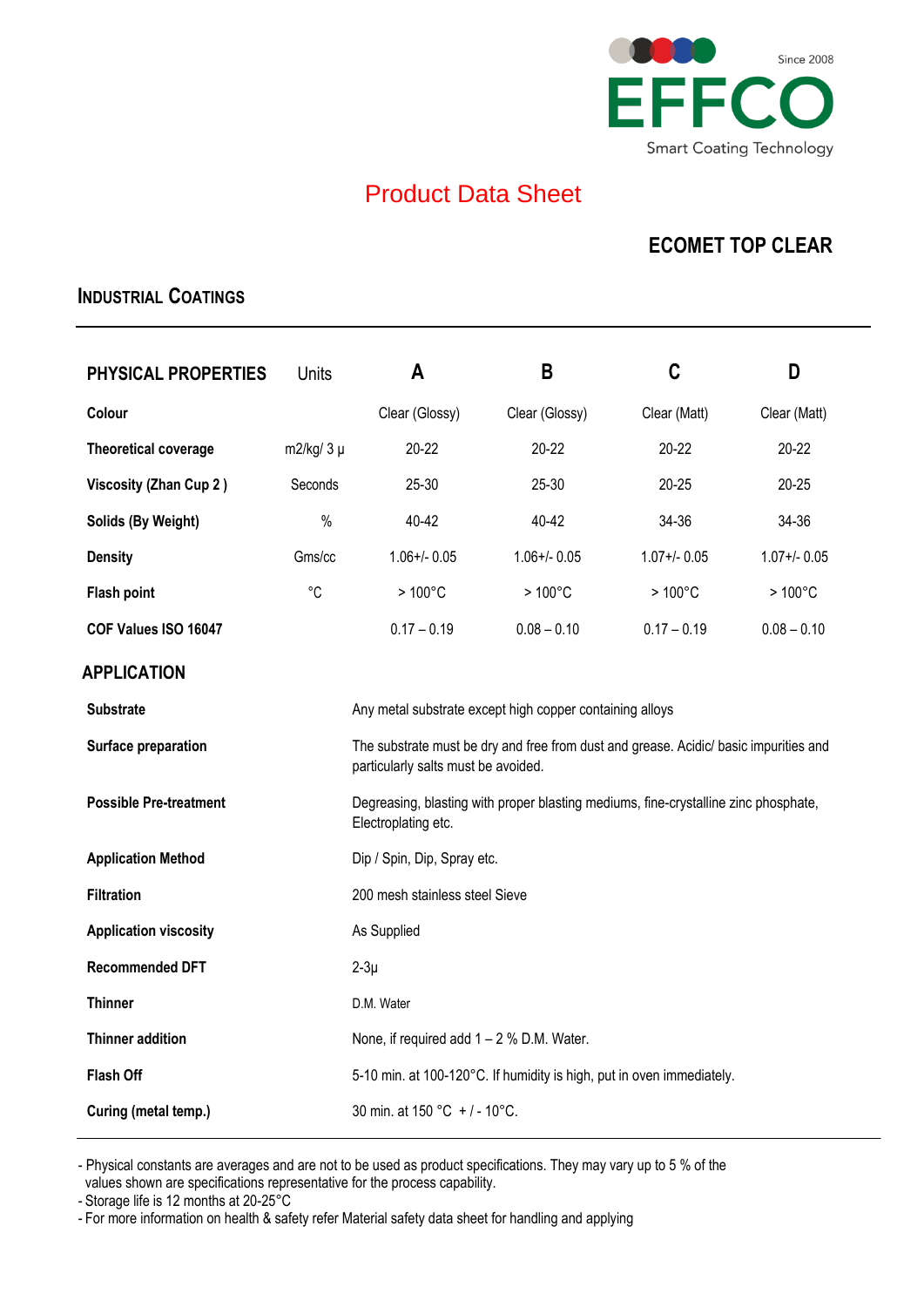EFFCO

Since 2008

Smart Coating Technology

# Product Data Sheet

## ECOMET TOP CLEAR

### INDUSTRIAL COATINGS

| PHYSICAL PROPERTIES | Units | A | B | C | D |
|---|---|---|---|---|---|
| **Colour** | | Clear (Glossy) | Clear (Glossy) | Clear (Matt) | Clear (Matt) |
| **Theoretical coverage** | m2/kg/ 3 µ | 20-22 | 20-22 | 20-22 | 20-22 |
| **Viscosity (Zhan Cup 2 )** | Seconds | 25-30 | 25-30 | 20-25 | 20-25 |
| **Solids (By Weight)** | % | 40-42 | 40-42 | 34-36 | 34-36 |
| **Density** | Gms/cc | 1.06+/- 0.05 | 1.06+/- 0.05 | 1.07+/- 0.05 | 1.07+/- 0.05 |
| **Flash point** | °C | > 100°C | > 100°C | > 100°C | > 100°C |
| **COF Values ISO 16047** | | 0.17 – 0.19 | 0.08 – 0.10 | 0.17 – 0.19 | 0.08 – 0.10 |

### APPLICATION

| | |
|---|---|
| **Substrate** | Any metal substrate except high copper containing alloys |
| **Surface preparation** | The substrate must be dry and free from dust and grease. Acidic/ basic impurities and particularly salts must be avoided. |
| **Possible Pre-treatment** | Degreasing, blasting with proper blasting mediums, fine-crystalline zinc phosphate, Electroplating etc. |
| **Application Method** | Dip / Spin, Dip, Spray etc. |
| **Filtration** | 200 mesh stainless steel Sieve |
| **Application viscosity** | As Supplied |
| **Recommended DFT** | 2-3µ |
| **Thinner** | D.M. Water |
| **Thinner addition** | None, if required add 1 – 2 % D.M. Water. |
| **Flash Off** | 5-10 min. at 100-120°C. If humidity is high, put in oven immediately. |
| **Curing (metal temp.)** | 30 min. at 150 °C + / - 10°C. |

- Physical constants are averages and are not to be used as product specifications. They may vary up to 5 % of the values shown are specifications representative for the process capability.
- Storage life is 12 months at 20-25°C
- For more information on health & safety refer Material safety data sheet for handling and applying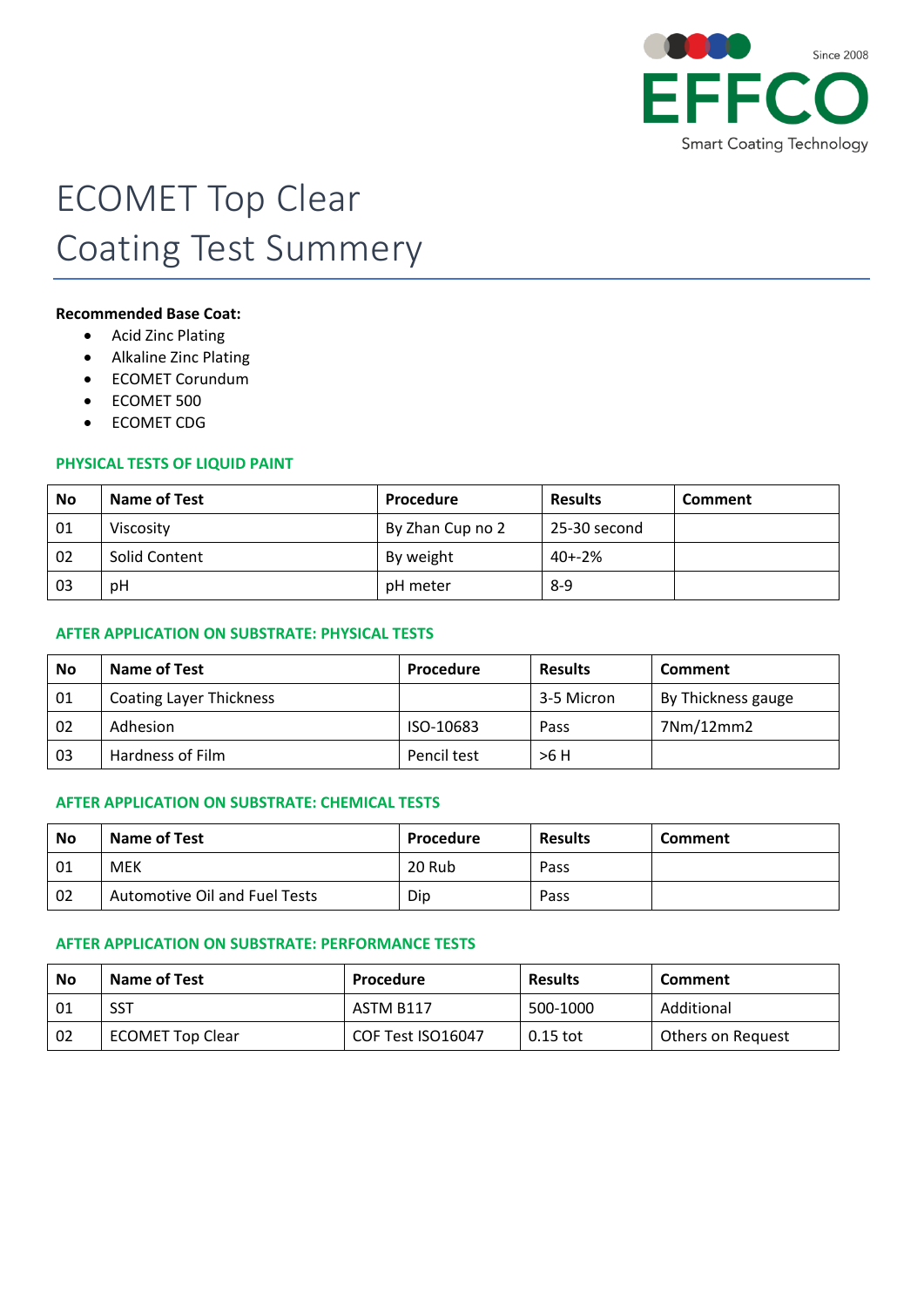EFFCO
Since 2008
Smart Coating Technology

# ECOMET Top Clear
# Coating Test Summery

**Recommended Base Coat:**

- Acid Zinc Plating
- Alkaline Zinc Plating
- ECOMET Corundum
- ECOMET 500
- ECOMET CDG

### PHYSICAL TESTS OF LIQUID PAINT

| No | Name of Test | Procedure | Results | Comment |
|---|---|---|---|---|
| 01 | Viscosity | By Zhan Cup no 2 | 25-30 second | |
| 02 | Solid Content | By weight | 40+-2% | |
| 03 | pH | pH meter | 8-9 | |

### AFTER APPLICATION ON SUBSTRATE: PHYSICAL TESTS

| No | Name of Test | Procedure | Results | Comment |
|---|---|---|---|---|
| 01 | Coating Layer Thickness | | 3-5 Micron | By Thickness gauge |
| 02 | Adhesion | ISO-10683 | Pass | 7Nm/12mm2 |
| 03 | Hardness of Film | Pencil test | >6 H | |

### AFTER APPLICATION ON SUBSTRATE: CHEMICAL TESTS

| No | Name of Test | Procedure | Results | Comment |
|---|---|---|---|---|
| 01 | MEK | 20 Rub | Pass | |
| 02 | Automotive Oil and Fuel Tests | Dip | Pass | |

### AFTER APPLICATION ON SUBSTRATE: PERFORMANCE TESTS

| No | Name of Test | Procedure | Results | Comment |
|---|---|---|---|---|
| 01 | SST | ASTM B117 | 500-1000 | Additional |
| 02 | ECOMET Top Clear | COF Test ISO16047 | 0.15 tot | Others on Request |